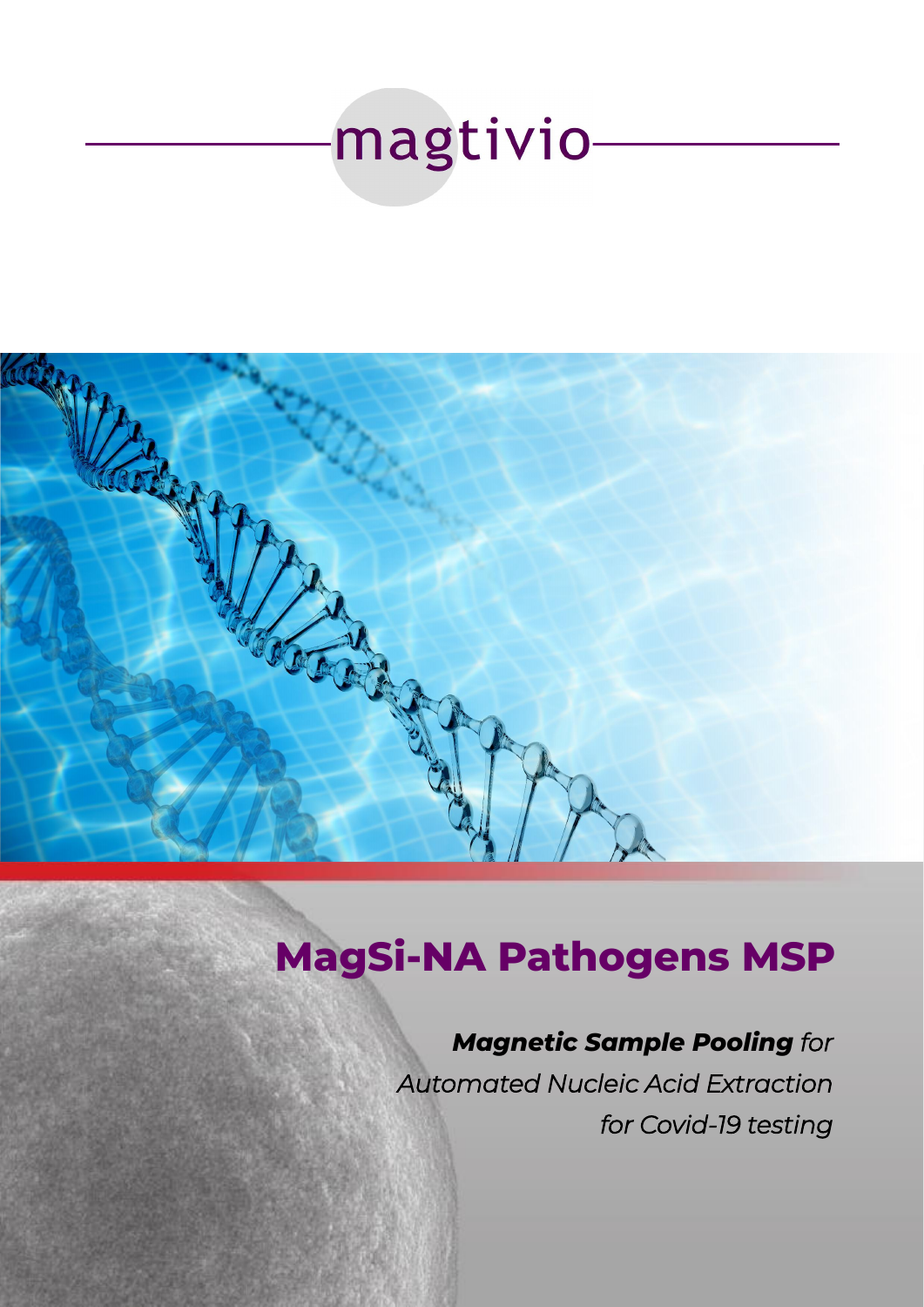magtivio

# MagSi-NA Pathogens MSP

***Magnetic Sample Pooling*** *for Automated Nucleic Acid Extraction for Covid-19 testing*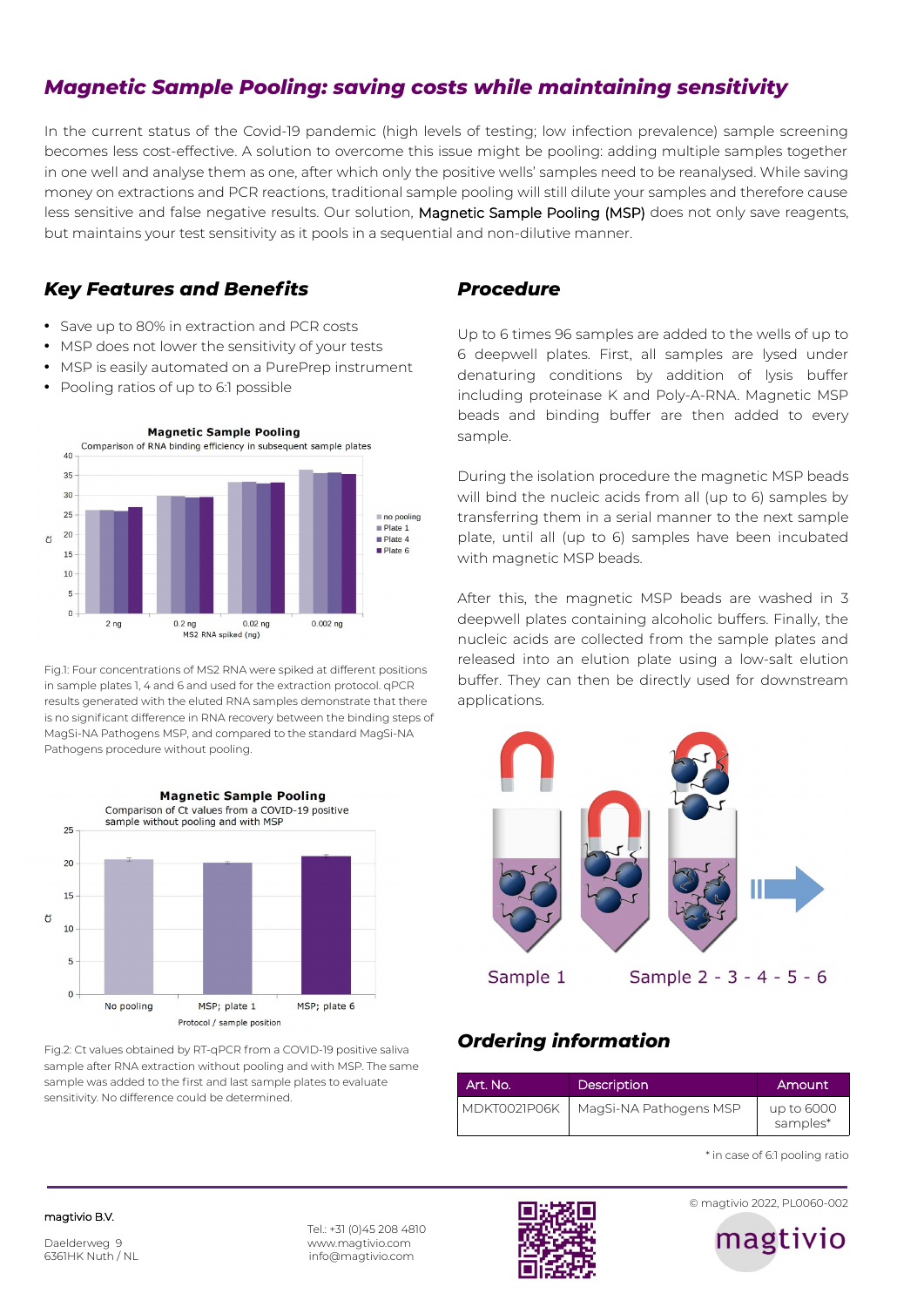## *Magnetic Sample Pooling: saving costs while maintaining sensitivity*

In the current status of the Covid-19 pandemic (high levels of testing; low infection prevalence) sample screening becomes less cost-effective. A solution to overcome this issue might be pooling: adding multiple samples together in one well and analyse them as one, after which only the positive wells' samples need to be reanalysed. While saving money on extractions and PCR reactions, traditional sample pooling will still dilute your samples and therefore cause less sensitive and false negative results. Our solution, Magnetic Sample Pooling (MSP) does not only save reagents, but maintains your test sensitivity as it pools in a sequential and non-dilutive manner.

### *Key Features and Benefits*

- Save up to 80% in extraction and PCR costs
- MSP does not lower the sensitivity of your tests
- MSP is easily automated on a PurePrep instrument
- Pooling ratios of up to 6:1 possible

**Magnetic Sample Pooling**
Comparison of RNA binding efficiency in subsequent sample plates
Ct
40
35
30
25
20
15
10
5
0
2 ng
0.2 ng
0.02 ng
0.002 ng
MS2 RNA spiked (ng)
no pooling
Plate 1
Plate 4
Plate 6

Fig.1: Four concentrations of MS2 RNA were spiked at different positions in sample plates 1, 4 and 6 and used for the extraction protocol. qPCR results generated with the eluted RNA samples demonstrate that there is no significant difference in RNA recovery between the binding steps of MagSi-NA Pathogens MSP, and compared to the standard MagSi-NA Pathogens procedure without pooling.

**Magnetic Sample Pooling**
Comparison of Ct values from a COVID-19 positive sample without pooling and with MSP
Ct
25
20
15
10
5
0
No pooling
MSP; plate 1
MSP; plate 6
Protocol / sample position

Fig.2: Ct values obtained by RT-qPCR from a COVID-19 positive saliva sample after RNA extraction without pooling and with MSP. The same sample was added to the first and last sample plates to evaluate sensitivity. No difference could be determined.

### *Procedure*

Up to 6 times 96 samples are added to the wells of up to 6 deepwell plates. First, all samples are lysed under denaturing conditions by addition of lysis buffer including proteinase K and Poly-A-RNA. Magnetic MSP beads and binding buffer are then added to every sample.

During the isolation procedure the magnetic MSP beads will bind the nucleic acids from all (up to 6) samples by transferring them in a serial manner to the next sample plate, until all (up to 6) samples have been incubated with magnetic MSP beads.

After this, the magnetic MSP beads are washed in 3 deepwell plates containing alcoholic buffers. Finally, the nucleic acids are collected from the sample plates and released into an elution plate using a low-salt elution buffer. They can then be directly used for downstream applications.

Sample 1
Sample 2 - 3 - 4 - 5 - 6

### *Ordering information*

| Art. No. | Description | Amount |
|---|---|---|
| MDKT0021P06K | MagSi-NA Pathogens MSP | up to 6000 samples* |

\* in case of 6:1 pooling ratio

magtivio B.V.

Daelderweg 9
6361HK Nuth / NL

Tel.: +31 (0)45 208 4810
www.magtivio.com
info@magtivio.com

© magtivio 2022, PL0060-002

magtivio